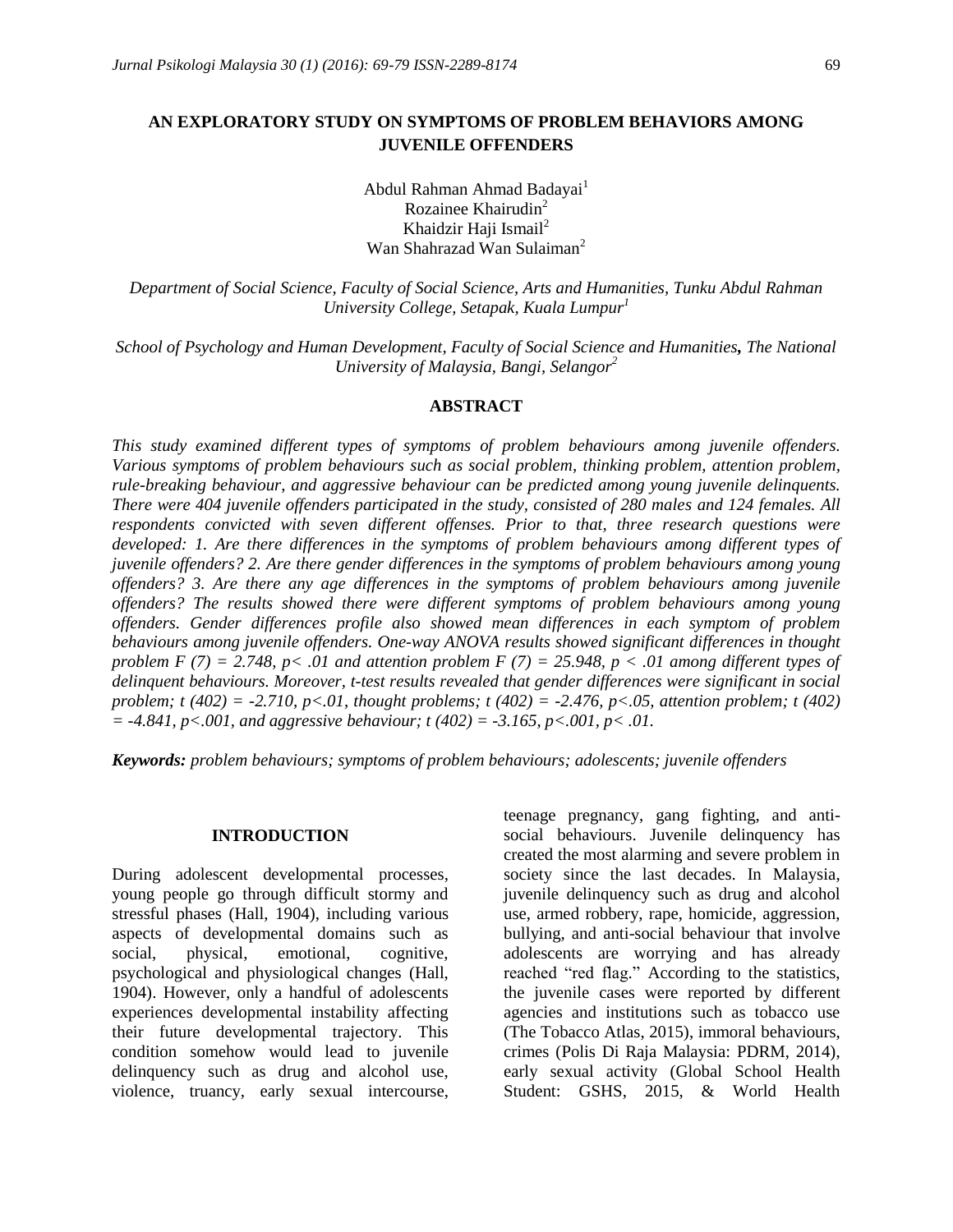# AN EXPLORATORY STUDY ON SYMPTOMS OF PROBLEM BEHAVIORS AMONG JUVENILE OFFENDERS

Abdul Rahman Ahmad Badayai[1]
Rozainee Khairudin[2]
Khaidzir Haji Ismail[2]
Wan Shahrazad Wan Sulaiman[2]

*Department of Social Science, Faculty of Social Science, Arts and Humanities, Tunku Abdul Rahman University College, Setapak, Kuala Lumpur[1]*

*School of Psychology and Human Development, Faculty of Social Science and Humanities, The National University of Malaysia, Bangi, Selangor[2]*

## ABSTRACT

*This study examined different types of symptoms of problem behaviours among juvenile offenders. Various symptoms of problem behaviours such as social problem, thinking problem, attention problem, rule-breaking behaviour, and aggressive behaviour can be predicted among young juvenile delinquents. There were 404 juvenile offenders participated in the study, consisted of 280 males and 124 females. All respondents convicted with seven different offenses. Prior to that, three research questions were developed: 1. Are there differences in the symptoms of problem behaviours among different types of juvenile offenders? 2. Are there gender differences in the symptoms of problem behaviours among young offenders? 3. Are there any age differences in the symptoms of problem behaviours among juvenile offenders? The results showed there were different symptoms of problem behaviours among young offenders. Gender differences profile also showed mean differences in each symptom of problem behaviours among juvenile offenders. One-way ANOVA results showed significant differences in thought problem $F(7) = 2.748$, $p < .01$ and attention problem $F(7) = 25.948$, $p < .01$ among different types of delinquent behaviours. Moreover, t-test results revealed that gender differences were significant in social problem; $t(402) = -2.710$, $p<.01$, thought problems; $t(402) = -2.476$, $p<.05$, attention problem; $t(402) = -4.841$, $p<.001$, and aggressive behaviour; $t(402) = -3.165$, $p<.001$, $p< .01$.*

***Keywords:*** *problem behaviours; symptoms of problem behaviours; adolescents; juvenile offenders*

## INTRODUCTION

During adolescent developmental processes, young people go through difficult stormy and stressful phases (Hall, 1904), including various aspects of developmental domains such as social, physical, emotional, cognitive, psychological and physiological changes (Hall, 1904). However, only a handful of adolescents experiences developmental instability affecting their future developmental trajectory. This condition somehow would lead to juvenile delinquency such as drug and alcohol use, violence, truancy, early sexual intercourse, teenage pregnancy, gang fighting, and anti-social behaviours. Juvenile delinquency has created the most alarming and severe problem in society since the last decades. In Malaysia, juvenile delinquency such as drug and alcohol use, armed robbery, rape, homicide, aggression, bullying, and anti-social behaviour that involve adolescents are worrying and has already reached "red flag." According to the statistics, the juvenile cases were reported by different agencies and institutions such as tobacco use (The Tobacco Atlas, 2015), immoral behaviours, crimes (Polis Di Raja Malaysia: PDRM, 2014), early sexual activity (Global School Health Student: GSHS, 2015, & World Health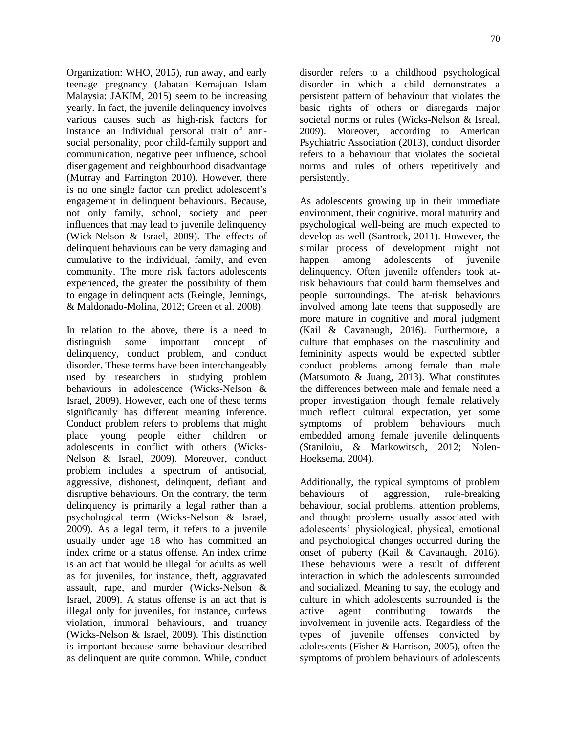Organization: WHO, 2015), run away, and early teenage pregnancy (Jabatan Kemajuan Islam Malaysia: JAKIM, 2015) seem to be increasing yearly. In fact, the juvenile delinquency involves various causes such as high-risk factors for instance an individual personal trait of anti-social personality, poor child-family support and communication, negative peer influence, school disengagement and neighbourhood disadvantage (Murray and Farrington 2010). However, there is no one single factor can predict adolescent's engagement in delinquent behaviours. Because, not only family, school, society and peer influences that may lead to juvenile delinquency (Wick-Nelson & Israel, 2009). The effects of delinquent behaviours can be very damaging and cumulative to the individual, family, and even community. The more risk factors adolescents experienced, the greater the possibility of them to engage in delinquent acts (Reingle, Jennings, & Maldonado-Molina, 2012; Green et al. 2008).

In relation to the above, there is a need to distinguish some important concept of delinquency, conduct problem, and conduct disorder. These terms have been interchangeably used by researchers in studying problem behaviours in adolescence (Wicks-Nelson & Israel, 2009). However, each one of these terms significantly has different meaning inference. Conduct problem refers to problems that might place young people either children or adolescents in conflict with others (Wicks-Nelson & Israel, 2009). Moreover, conduct problem includes a spectrum of antisocial, aggressive, dishonest, delinquent, defiant and disruptive behaviours. On the contrary, the term delinquency is primarily a legal rather than a psychological term (Wicks-Nelson & Israel, 2009). As a legal term, it refers to a juvenile usually under age 18 who has committed an index crime or a status offense. An index crime is an act that would be illegal for adults as well as for juveniles, for instance, theft, aggravated assault, rape, and murder (Wicks-Nelson & Israel, 2009). A status offense is an act that is illegal only for juveniles, for instance, curfews violation, immoral behaviours, and truancy (Wicks-Nelson & Israel, 2009). This distinction is important because some behaviour described as delinquent are quite common. While, conduct disorder refers to a childhood psychological disorder in which a child demonstrates a persistent pattern of behaviour that violates the basic rights of others or disregards major societal norms or rules (Wicks-Nelson & Isreal, 2009). Moreover, according to American Psychiatric Association (2013), conduct disorder refers to a behaviour that violates the societal norms and rules of others repetitively and persistently.

As adolescents growing up in their immediate environment, their cognitive, moral maturity and psychological well-being are much expected to develop as well (Santrock, 2011). However, the similar process of development might not happen among adolescents of juvenile delinquency. Often juvenile offenders took at-risk behaviours that could harm themselves and people surroundings. The at-risk behaviours involved among late teens that supposedly are more mature in cognitive and moral judgment (Kail & Cavanaugh, 2016). Furthermore, a culture that emphases on the masculinity and femininity aspects would be expected subtler conduct problems among female than male (Matsumoto & Juang, 2013). What constitutes the differences between male and female need a proper investigation though female relatively much reflect cultural expectation, yet some symptoms of problem behaviours much embedded among female juvenile delinquents (Staniloiu, & Markowitsch, 2012; Nolen-Hoeksema, 2004).

Additionally, the typical symptoms of problem behaviours of aggression, rule-breaking behaviour, social problems, attention problems, and thought problems usually associated with adolescents' physiological, physical, emotional and psychological changes occurred during the onset of puberty (Kail & Cavanaugh, 2016). These behaviours were a result of different interaction in which the adolescents surrounded and socialized. Meaning to say, the ecology and culture in which adolescents surrounded is the active agent contributing towards the involvement in juvenile acts. Regardless of the types of juvenile offenses convicted by adolescents (Fisher & Harrison, 2005), often the symptoms of problem behaviours of adolescents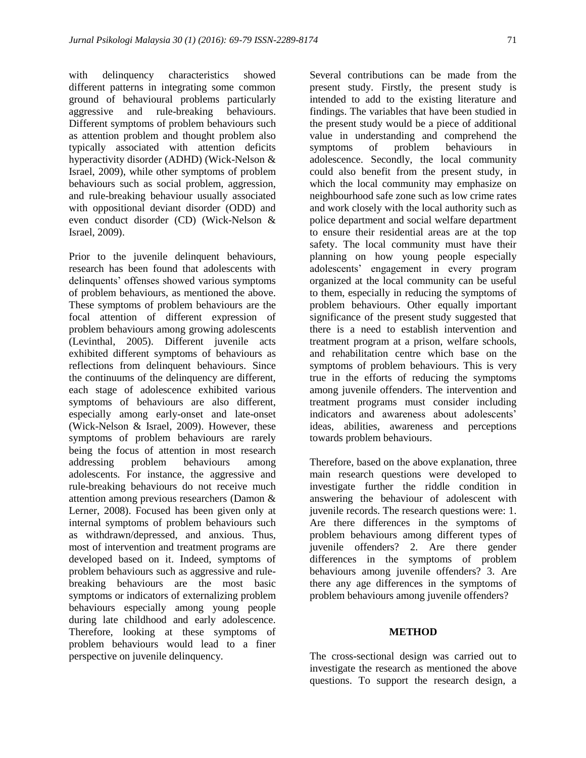with delinquency characteristics showed different patterns in integrating some common ground of behavioural problems particularly aggressive and rule-breaking behaviours. Different symptoms of problem behaviours such as attention problem and thought problem also typically associated with attention deficits hyperactivity disorder (ADHD) (Wick-Nelson & Israel, 2009), while other symptoms of problem behaviours such as social problem, aggression, and rule-breaking behaviour usually associated with oppositional deviant disorder (ODD) and even conduct disorder (CD) (Wick-Nelson & Israel, 2009).

Prior to the juvenile delinquent behaviours, research has been found that adolescents with delinquents' offenses showed various symptoms of problem behaviours, as mentioned the above. These symptoms of problem behaviours are the focal attention of different expression of problem behaviours among growing adolescents (Levinthal, 2005). Different juvenile acts exhibited different symptoms of behaviours as reflections from delinquent behaviours. Since the continuums of the delinquency are different, each stage of adolescence exhibited various symptoms of behaviours are also different, especially among early-onset and late-onset (Wick-Nelson & Israel, 2009). However, these symptoms of problem behaviours are rarely being the focus of attention in most research addressing problem behaviours among adolescents. For instance, the aggressive and rule-breaking behaviours do not receive much attention among previous researchers (Damon & Lerner, 2008). Focused has been given only at internal symptoms of problem behaviours such as withdrawn/depressed, and anxious. Thus, most of intervention and treatment programs are developed based on it. Indeed, symptoms of problem behaviours such as aggressive and rule-breaking behaviours are the most basic symptoms or indicators of externalizing problem behaviours especially among young people during late childhood and early adolescence. Therefore, looking at these symptoms of problem behaviours would lead to a finer perspective on juvenile delinquency.

Several contributions can be made from the present study. Firstly, the present study is intended to add to the existing literature and findings. The variables that have been studied in the present study would be a piece of additional value in understanding and comprehend the symptoms of problem behaviours in adolescence. Secondly, the local community could also benefit from the present study, in which the local community may emphasize on neighbourhood safe zone such as low crime rates and work closely with the local authority such as police department and social welfare department to ensure their residential areas are at the top safety. The local community must have their planning on how young people especially adolescents' engagement in every program organized at the local community can be useful to them, especially in reducing the symptoms of problem behaviours. Other equally important significance of the present study suggested that there is a need to establish intervention and treatment program at a prison, welfare schools, and rehabilitation centre which base on the symptoms of problem behaviours. This is very true in the efforts of reducing the symptoms among juvenile offenders. The intervention and treatment programs must consider including indicators and awareness about adolescents' ideas, abilities, awareness and perceptions towards problem behaviours.

Therefore, based on the above explanation, three main research questions were developed to investigate further the riddle condition in answering the behaviour of adolescent with juvenile records. The research questions were: 1. Are there differences in the symptoms of problem behaviours among different types of juvenile offenders? 2. Are there gender differences in the symptoms of problem behaviours among juvenile offenders? 3. Are there any age differences in the symptoms of problem behaviours among juvenile offenders?

## METHOD

The cross-sectional design was carried out to investigate the research as mentioned the above questions. To support the research design, a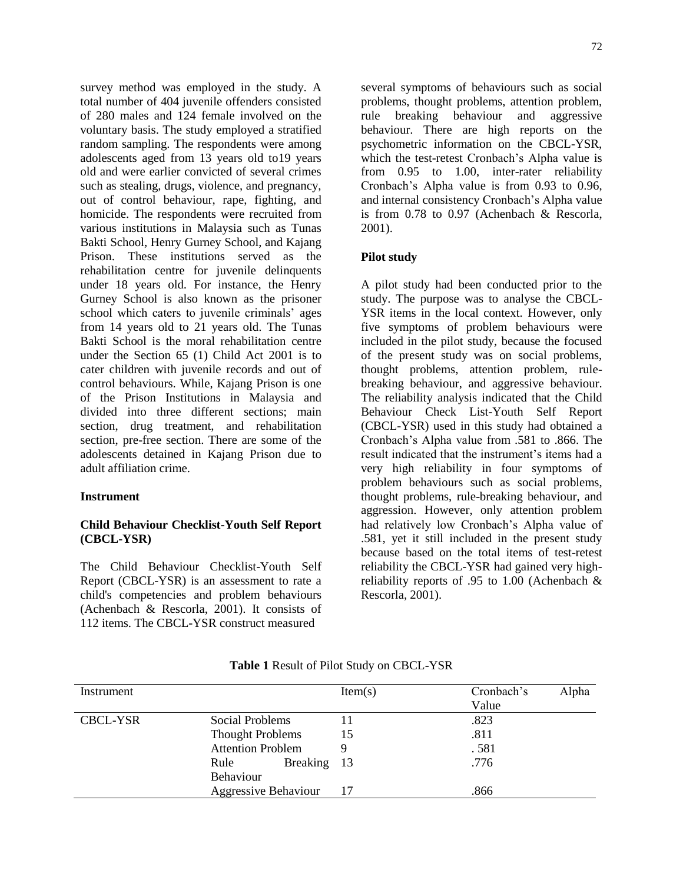survey method was employed in the study. A total number of 404 juvenile offenders consisted of 280 males and 124 female involved on the voluntary basis. The study employed a stratified random sampling. The respondents were among adolescents aged from 13 years old to19 years old and were earlier convicted of several crimes such as stealing, drugs, violence, and pregnancy, out of control behaviour, rape, fighting, and homicide. The respondents were recruited from various institutions in Malaysia such as Tunas Bakti School, Henry Gurney School, and Kajang Prison. These institutions served as the rehabilitation centre for juvenile delinquents under 18 years old. For instance, the Henry Gurney School is also known as the prisoner school which caters to juvenile criminals' ages from 14 years old to 21 years old. The Tunas Bakti School is the moral rehabilitation centre under the Section 65 (1) Child Act 2001 is to cater children with juvenile records and out of control behaviours. While, Kajang Prison is one of the Prison Institutions in Malaysia and divided into three different sections; main section, drug treatment, and rehabilitation section, pre-free section. There are some of the adolescents detained in Kajang Prison due to adult affiliation crime.

**Instrument**

**Child Behaviour Checklist-Youth Self Report (CBCL-YSR)**

The Child Behaviour Checklist-Youth Self Report (CBCL-YSR) is an assessment to rate a child's competencies and problem behaviours (Achenbach & Rescorla, 2001). It consists of 112 items. The CBCL-YSR construct measured several symptoms of behaviours such as social problems, thought problems, attention problem, rule breaking behaviour and aggressive behaviour. There are high reports on the psychometric information on the CBCL-YSR, which the test-retest Cronbach's Alpha value is from 0.95 to 1.00, inter-rater reliability Cronbach's Alpha value is from 0.93 to 0.96, and internal consistency Cronbach's Alpha value is from 0.78 to 0.97 (Achenbach & Rescorla, 2001).

**Pilot study**

A pilot study had been conducted prior to the study. The purpose was to analyse the CBCL-YSR items in the local context. However, only five symptoms of problem behaviours were included in the pilot study, because the focused of the present study was on social problems, thought problems, attention problem, rule-breaking behaviour, and aggressive behaviour. The reliability analysis indicated that the Child Behaviour Check List-Youth Self Report (CBCL-YSR) used in this study had obtained a Cronbach's Alpha value from .581 to .866. The result indicated that the instrument's items had a very high reliability in four symptoms of problem behaviours such as social problems, thought problems, rule-breaking behaviour, and aggression. However, only attention problem had relatively low Cronbach's Alpha value of .581, yet it still included in the present study because based on the total items of test-retest reliability the CBCL-YSR had gained very high-reliability reports of .95 to 1.00 (Achenbach & Rescorla, 2001).

**Table 1** Result of Pilot Study on CBCL-YSR

| Instrument | | Item(s) | Cronbach's Alpha Value |
|---|---|---|---|
| CBCL-YSR | Social Problems | 11 | .823 |
| | Thought Problems | 15 | .811 |
| | Attention Problem | 9 | . 581 |
| | Rule Breaking Behaviour | 13 | .776 |
| | Aggressive Behaviour | 17 | .866 |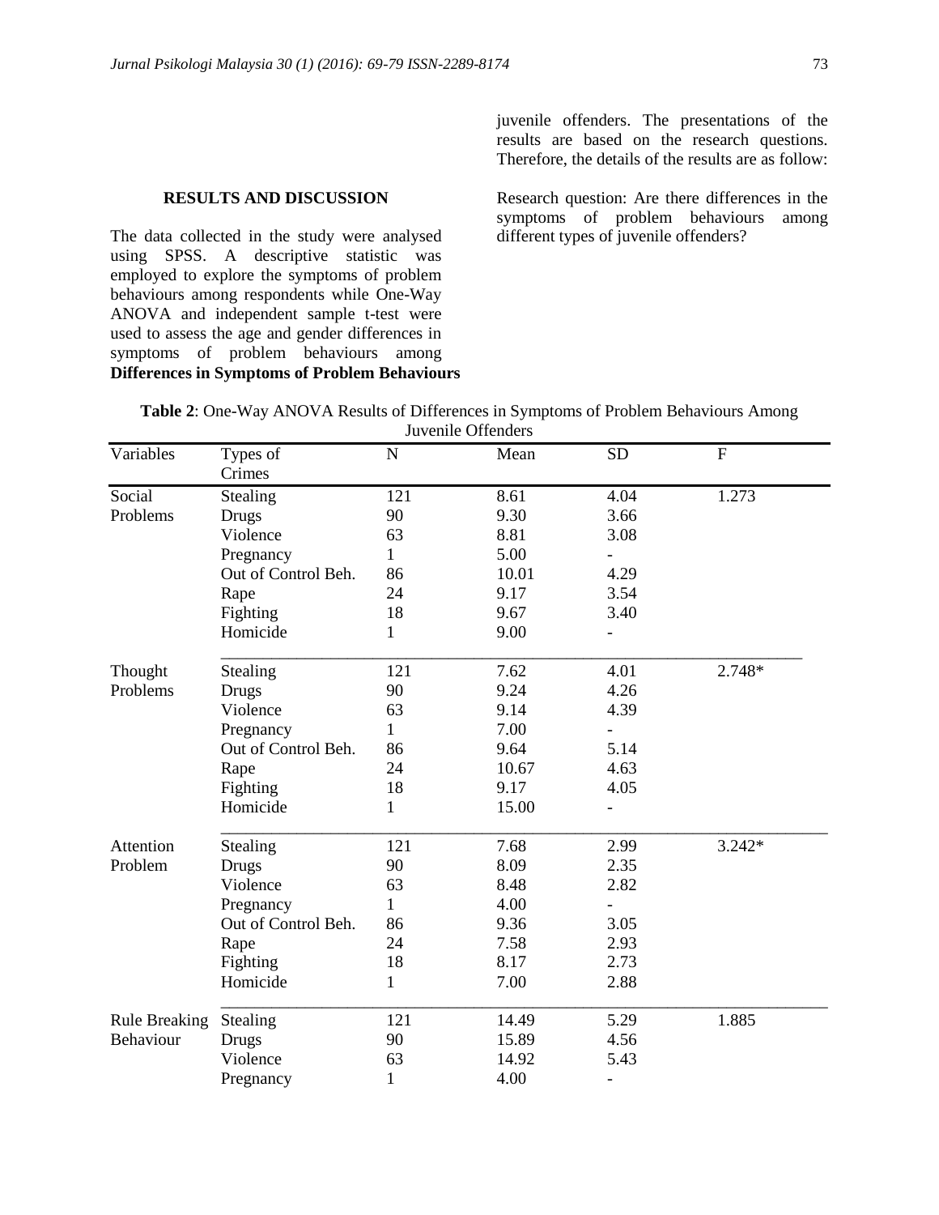## RESULTS AND DISCUSSION

The data collected in the study were analysed using SPSS. A descriptive statistic was employed to explore the symptoms of problem behaviours among respondents while One-Way ANOVA and independent sample t-test were used to assess the age and gender differences in symptoms of problem behaviours among juvenile offenders. The presentations of the results are based on the research questions. Therefore, the details of the results are as follow:

### Differences in Symptoms of Problem Behaviours

Research question: Are there differences in the symptoms of problem behaviours among different types of juvenile offenders?

**Table 2**: One-Way ANOVA Results of Differences in Symptoms of Problem Behaviours Among Juvenile Offenders

| Variables | Types of Crimes | N | Mean | SD | F |
|---|---|---|---|---|---|
| Social Problems | Stealing | 121 | 8.61 | 4.04 | 1.273 |
| | Drugs | 90 | 9.30 | 3.66 | |
| | Violence | 63 | 8.81 | 3.08 | |
| | Pregnancy | 1 | 5.00 | - | |
| | Out of Control Beh. | 86 | 10.01 | 4.29 | |
| | Rape | 24 | 9.17 | 3.54 | |
| | Fighting | 18 | 9.67 | 3.40 | |
| | Homicide | 1 | 9.00 | - | |
| Thought Problems | Stealing | 121 | 7.62 | 4.01 | 2.748* |
| | Drugs | 90 | 9.24 | 4.26 | |
| | Violence | 63 | 9.14 | 4.39 | |
| | Pregnancy | 1 | 7.00 | - | |
| | Out of Control Beh. | 86 | 9.64 | 5.14 | |
| | Rape | 24 | 10.67 | 4.63 | |
| | Fighting | 18 | 9.17 | 4.05 | |
| | Homicide | 1 | 15.00 | - | |
| Attention Problem | Stealing | 121 | 7.68 | 2.99 | 3.242* |
| | Drugs | 90 | 8.09 | 2.35 | |
| | Violence | 63 | 8.48 | 2.82 | |
| | Pregnancy | 1 | 4.00 | - | |
| | Out of Control Beh. | 86 | 9.36 | 3.05 | |
| | Rape | 24 | 7.58 | 2.93 | |
| | Fighting | 18 | 8.17 | 2.73 | |
| | Homicide | 1 | 7.00 | 2.88 | |
| Rule Breaking Behaviour | Stealing | 121 | 14.49 | 5.29 | 1.885 |
| | Drugs | 90 | 15.89 | 4.56 | |
| | Violence | 63 | 14.92 | 5.43 | |
| | Pregnancy | 1 | 4.00 | - | |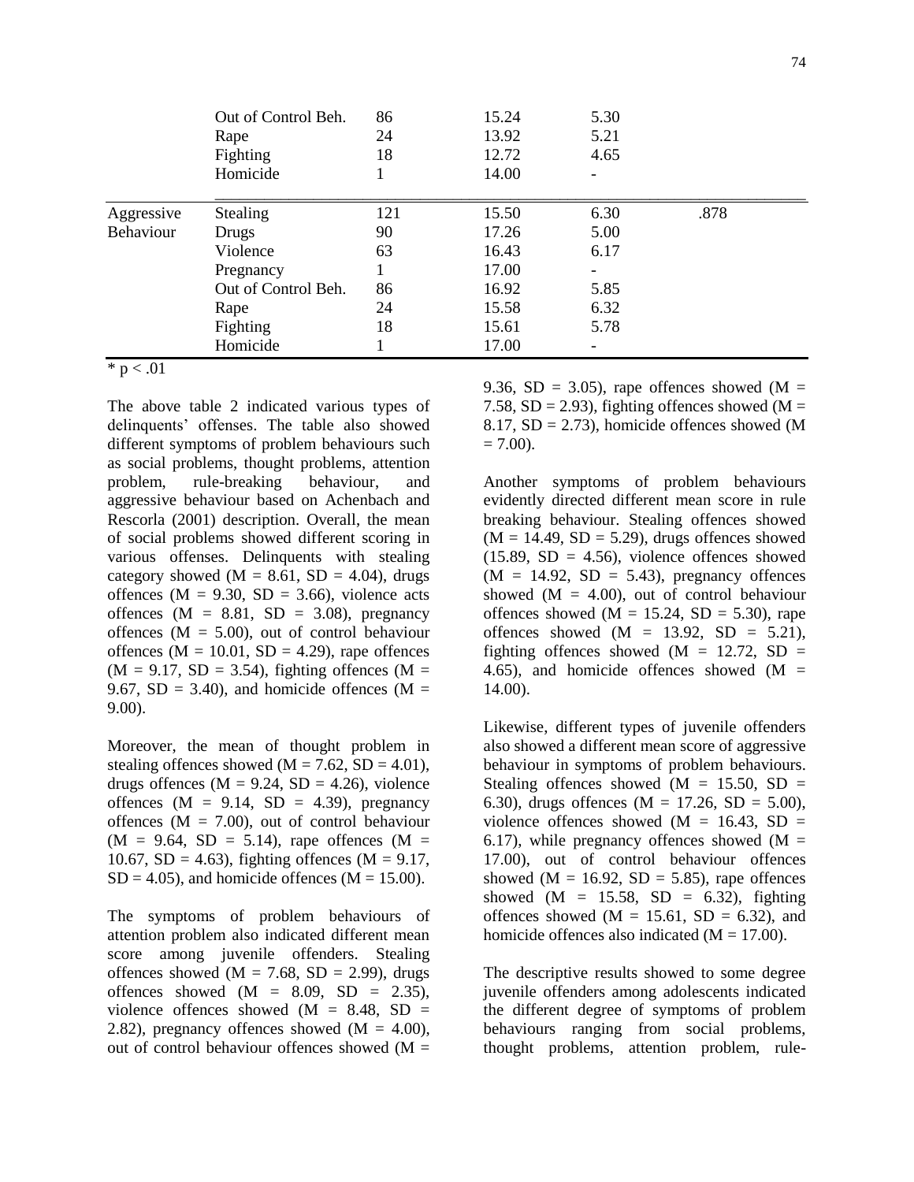| | | | | | |
|---|---|---|---|---|---|
| | Out of Control Beh. | 86 | 15.24 | 5.30 | |
| | Rape | 24 | 13.92 | 5.21 | |
| | Fighting | 18 | 12.72 | 4.65 | |
| | Homicide | 1 | 14.00 | - | |
| Aggressive Behaviour | Stealing | 121 | 15.50 | 6.30 | .878 |
| | Drugs | 90 | 17.26 | 5.00 | |
| | Violence | 63 | 16.43 | 6.17 | |
| | Pregnancy | 1 | 17.00 | - | |
| | Out of Control Beh. | 86 | 16.92 | 5.85 | |
| | Rape | 24 | 15.58 | 6.32 | |
| | Fighting | 18 | 15.61 | 5.78 | |
| | Homicide | 1 | 17.00 | - | |

\* $p < .01$

The above table 2 indicated various types of delinquents' offenses. The table also showed different symptoms of problem behaviours such as social problems, thought problems, attention problem, rule-breaking behaviour, and aggressive behaviour based on Achenbach and Rescorla (2001) description. Overall, the mean of social problems showed different scoring in various offenses. Delinquents with stealing category showed (M = 8.61, SD = 4.04), drugs offences (M = 9.30, SD = 3.66), violence acts offences (M = 8.81, SD = 3.08), pregnancy offences (M = 5.00), out of control behaviour offences (M = 10.01, SD = 4.29), rape offences (M = 9.17, SD = 3.54), fighting offences (M = 9.67, SD = 3.40), and homicide offences (M = 9.00).

Moreover, the mean of thought problem in stealing offences showed (M = 7.62, SD = 4.01), drugs offences (M = 9.24, SD = 4.26), violence offences (M = 9.14, SD = 4.39), pregnancy offences (M = 7.00), out of control behaviour (M = 9.64, SD = 5.14), rape offences (M = 10.67, SD = 4.63), fighting offences (M = 9.17, SD = 4.05), and homicide offences (M = 15.00).

The symptoms of problem behaviours of attention problem also indicated different mean score among juvenile offenders. Stealing offences showed (M = 7.68, SD = 2.99), drugs offences showed (M = 8.09, SD = 2.35), violence offences showed (M = 8.48, SD = 2.82), pregnancy offences showed (M = 4.00), out of control behaviour offences showed (M = 9.36, SD = 3.05), rape offences showed (M = 7.58, SD = 2.93), fighting offences showed (M = 8.17, SD = 2.73), homicide offences showed (M = 7.00).

Another symptoms of problem behaviours evidently directed different mean score in rule breaking behaviour. Stealing offences showed (M = 14.49, SD = 5.29), drugs offences showed (15.89, SD = 4.56), violence offences showed (M = 14.92, SD = 5.43), pregnancy offences showed (M = 4.00), out of control behaviour offences showed (M = 15.24, SD = 5.30), rape offences showed (M = 13.92, SD = 5.21), fighting offences showed (M = 12.72, SD = 4.65), and homicide offences showed (M = 14.00).

Likewise, different types of juvenile offenders also showed a different mean score of aggressive behaviour in symptoms of problem behaviours. Stealing offences showed (M = 15.50, SD = 6.30), drugs offences (M = 17.26, SD = 5.00), violence offences showed (M = 16.43, SD = 6.17), while pregnancy offences showed (M = 17.00), out of control behaviour offences showed (M = 16.92, SD = 5.85), rape offences showed (M = 15.58, SD = 6.32), fighting offences showed (M = 15.61, SD = 6.32), and homicide offences also indicated (M = 17.00).

The descriptive results showed to some degree juvenile offenders among adolescents indicated the different degree of symptoms of problem behaviours ranging from social problems, thought problems, attention problem, rule-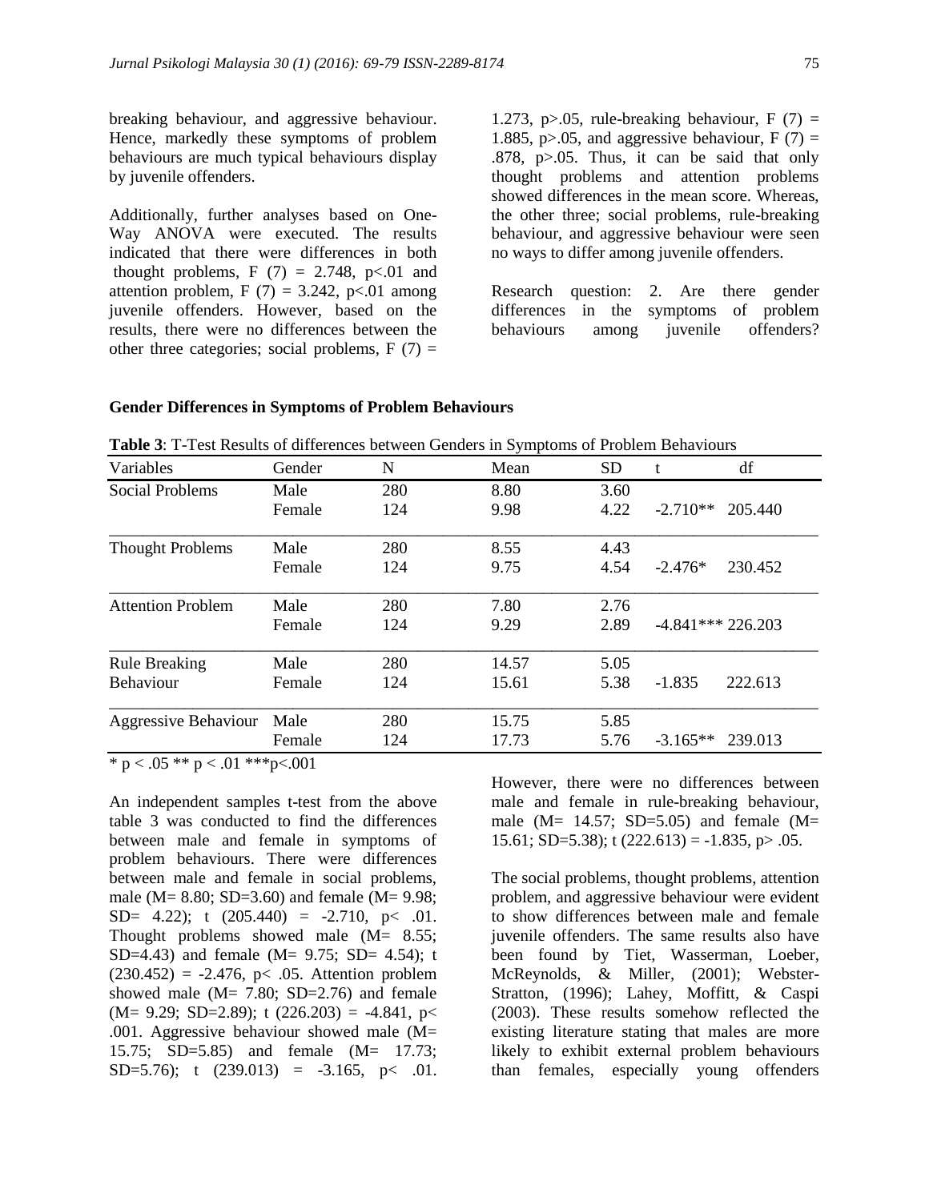breaking behaviour, and aggressive behaviour. Hence, markedly these symptoms of problem behaviours are much typical behaviours display by juvenile offenders.

Additionally, further analyses based on One-Way ANOVA were executed. The results indicated that there were differences in both thought problems, $F(7) = 2.748$, $p<.01$ and attention problem, $F(7) = 3.242$, $p<.01$ among juvenile offenders. However, based on the results, there were no differences between the other three categories; social problems, $F(7) = 1.273$, $p>.05$, rule-breaking behaviour, $F(7) = 1.885$, $p>.05$, and aggressive behaviour, $F(7) = .878$, $p>.05$. Thus, it can be said that only thought problems and attention problems showed differences in the mean score. Whereas, the other three; social problems, rule-breaking behaviour, and aggressive behaviour were seen no ways to differ among juvenile offenders.

Research question: 2. Are there gender differences in the symptoms of problem behaviours among juvenile offenders?

**Gender Differences in Symptoms of Problem Behaviours**

**Table 3**: T-Test Results of differences between Genders in Symptoms of Problem Behaviours

| Variables | Gender | N | Mean | SD | t | df |
|---|---|---|---|---|---|---|
| Social Problems | Male | 280 | 8.80 | 3.60 | | |
| | Female | 124 | 9.98 | 4.22 | -2.710** | 205.440 |
| Thought Problems | Male | 280 | 8.55 | 4.43 | | |
| | Female | 124 | 9.75 | 4.54 | -2.476* | 230.452 |
| Attention Problem | Male | 280 | 7.80 | 2.76 | | |
| | Female | 124 | 9.29 | 2.89 | -4.841*** | 226.203 |
| Rule Breaking Behaviour | Male | 280 | 14.57 | 5.05 | | |
| | Female | 124 | 15.61 | 5.38 | -1.835 | 222.613 |
| Aggressive Behaviour | Male | 280 | 15.75 | 5.85 | | |
| | Female | 124 | 17.73 | 5.76 | -3.165** | 239.013 |

\* p < .05 ** p < .01 ***p<.001

An independent samples t-test from the above table 3 was conducted to find the differences between male and female in symptoms of problem behaviours. There were differences between male and female in social problems, male (M= 8.80; SD=3.60) and female (M= 9.98; SD= 4.22); $t(205.440) = -2.710$, $p< .01$. Thought problems showed male (M= 8.55; SD=4.43) and female (M= 9.75; SD= 4.54); $t(230.452) = -2.476$, $p< .05$. Attention problem showed male (M= 7.80; SD=2.76) and female (M= 9.29; SD=2.89); $t(226.203) = -4.841$, $p< .001$. Aggressive behaviour showed male (M= 15.75; SD=5.85) and female (M= 17.73; SD=5.76); $t(239.013) = -3.165$, $p< .01$. However, there were no differences between male and female in rule-breaking behaviour, male (M= 14.57; SD=5.05) and female (M= 15.61; SD=5.38); $t(222.613) = -1.835$, $p> .05$.

The social problems, thought problems, attention problem, and aggressive behaviour were evident to show differences between male and female juvenile offenders. The same results also have been found by Tiet, Wasserman, Loeber, McReynolds, & Miller, (2001); Webster-Stratton, (1996); Lahey, Moffitt, & Caspi (2003). These results somehow reflected the existing literature stating that males are more likely to exhibit external problem behaviours than females, especially young offenders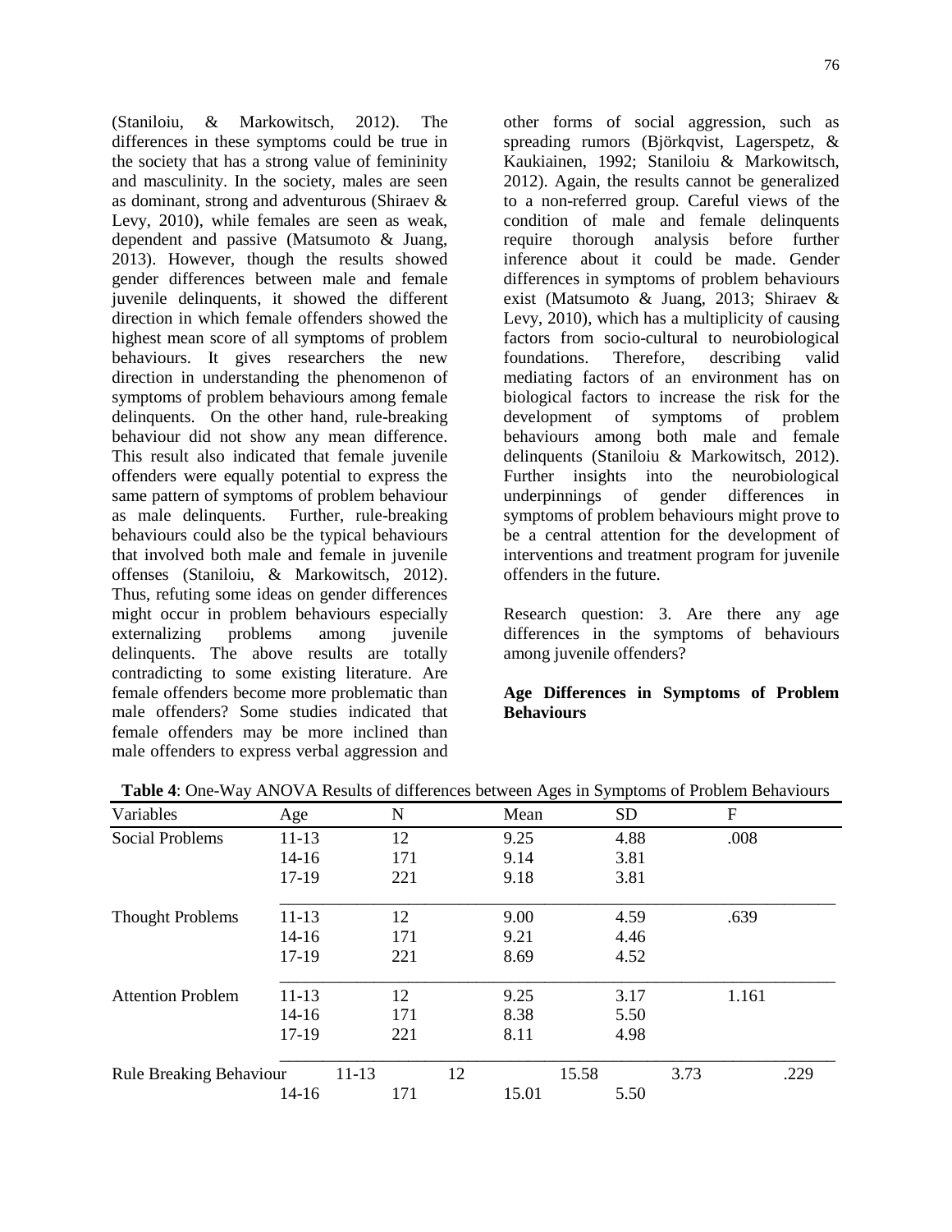(Staniloiu, & Markowitsch, 2012). The differences in these symptoms could be true in the society that has a strong value of femininity and masculinity. In the society, males are seen as dominant, strong and adventurous (Shiraev & Levy, 2010), while females are seen as weak, dependent and passive (Matsumoto & Juang, 2013). However, though the results showed gender differences between male and female juvenile delinquents, it showed the different direction in which female offenders showed the highest mean score of all symptoms of problem behaviours. It gives researchers the new direction in understanding the phenomenon of symptoms of problem behaviours among female delinquents. On the other hand, rule-breaking behaviour did not show any mean difference. This result also indicated that female juvenile offenders were equally potential to express the same pattern of symptoms of problem behaviour as male delinquents. Further, rule-breaking behaviours could also be the typical behaviours that involved both male and female in juvenile offenses (Staniloiu, & Markowitsch, 2012). Thus, refuting some ideas on gender differences might occur in problem behaviours especially externalizing problems among juvenile delinquents. The above results are totally contradicting to some existing literature. Are female offenders become more problematic than male offenders? Some studies indicated that female offenders may be more inclined than male offenders to express verbal aggression and other forms of social aggression, such as spreading rumors (Björkqvist, Lagerspetz, & Kaukiainen, 1992; Staniloiu & Markowitsch, 2012). Again, the results cannot be generalized to a non-referred group. Careful views of the condition of male and female delinquents require thorough analysis before further inference about it could be made. Gender differences in symptoms of problem behaviours exist (Matsumoto & Juang, 2013; Shiraev & Levy, 2010), which has a multiplicity of causing factors from socio-cultural to neurobiological foundations. Therefore, describing valid mediating factors of an environment has on biological factors to increase the risk for the development of symptoms of problem behaviours among both male and female delinquents (Staniloiu & Markowitsch, 2012). Further insights into the neurobiological underpinnings of gender differences in symptoms of problem behaviours might prove to be a central attention for the development of interventions and treatment program for juvenile offenders in the future.

Research question: 3. Are there any age differences in the symptoms of behaviours among juvenile offenders?

**Age Differences in Symptoms of Problem Behaviours**

**Table 4**: One-Way ANOVA Results of differences between Ages in Symptoms of Problem Behaviours

| Variables | Age | N | Mean | SD | F |
|---|---|---|---|---|---|
| Social Problems | 11-13 | 12 | 9.25 | 4.88 | .008 |
| | 14-16 | 171 | 9.14 | 3.81 | |
| | 17-19 | 221 | 9.18 | 3.81 | |
| Thought Problems | 11-13 | 12 | 9.00 | 4.59 | .639 |
| | 14-16 | 171 | 9.21 | 4.46 | |
| | 17-19 | 221 | 8.69 | 4.52 | |
| Attention Problem | 11-13 | 12 | 9.25 | 3.17 | 1.161 |
| | 14-16 | 171 | 8.38 | 5.50 | |
| | 17-19 | 221 | 8.11 | 4.98 | |
| Rule Breaking Behaviour | 11-13 | 12 | 15.58 | 3.73 | .229 |
| | 14-16 | 171 | 15.01 | 5.50 | |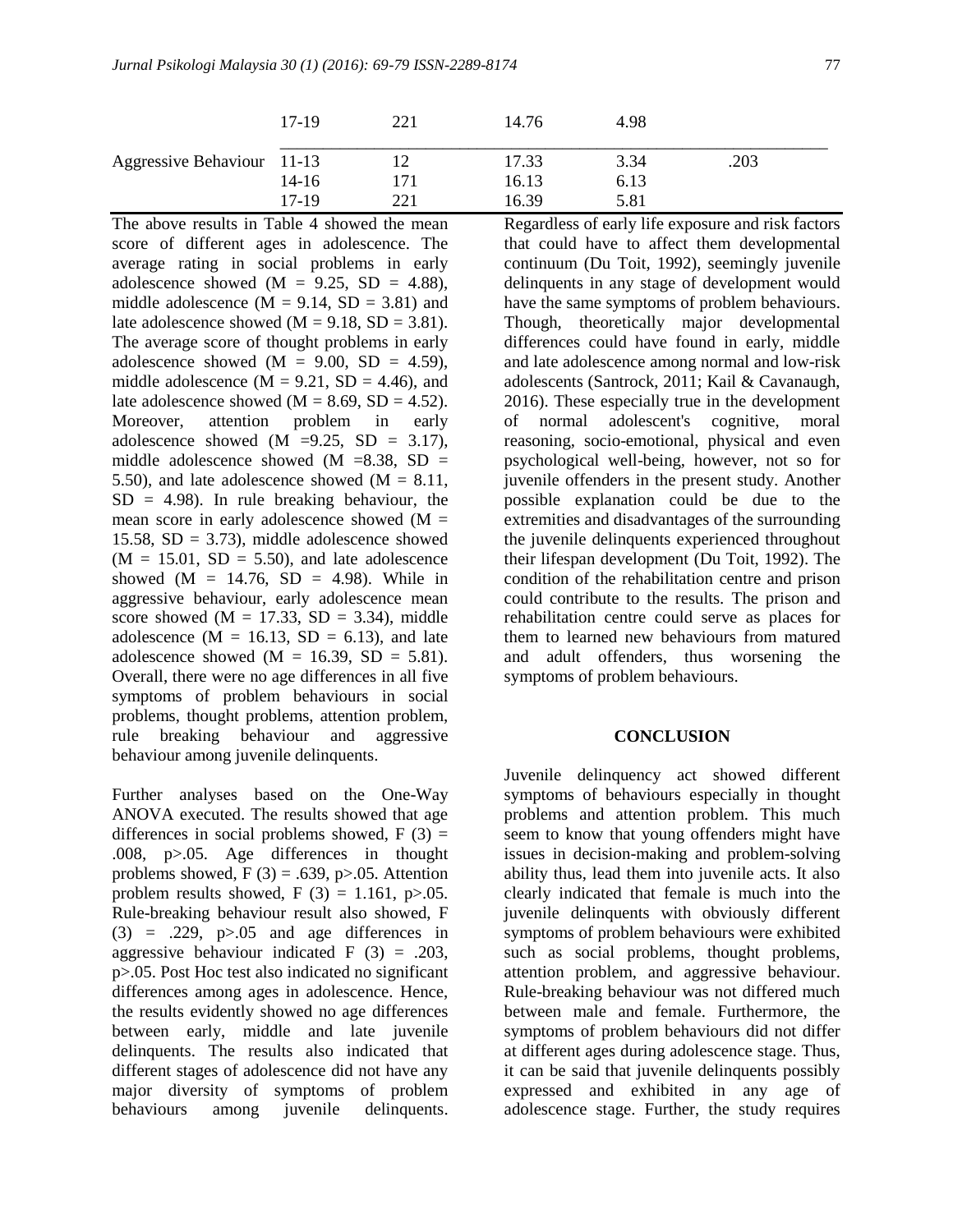| | | | | | |
|---|---|---|---|---|---|
| | 17-19 | 221 | 14.76 | 4.98 | |
| Aggressive Behaviour | 11-13 | 12 | 17.33 | 3.34 | .203 |
| | 14-16 | 171 | 16.13 | 6.13 | |
| | 17-19 | 221 | 16.39 | 5.81 | |

The above results in Table 4 showed the mean score of different ages in adolescence. The average rating in social problems in early adolescence showed ($M = 9.25$, $SD = 4.88$), middle adolescence ($M = 9.14$, $SD = 3.81$) and late adolescence showed ($M = 9.18$, $SD = 3.81$). The average score of thought problems in early adolescence showed ($M = 9.00$, $SD = 4.59$), middle adolescence ($M = 9.21$, $SD = 4.46$), and late adolescence showed ($M = 8.69$, $SD = 4.52$). Moreover, attention problem in early adolescence showed ($M = 9.25$, $SD = 3.17$), middle adolescence showed ($M = 8.38$, $SD = 5.50$), and late adolescence showed ($M = 8.11$, $SD = 4.98$). In rule breaking behaviour, the mean score in early adolescence showed ($M = 15.58$, $SD = 3.73$), middle adolescence showed ($M = 15.01$, $SD = 5.50$), and late adolescence showed ($M = 14.76$, $SD = 4.98$). While in aggressive behaviour, early adolescence mean score showed ($M = 17.33$, $SD = 3.34$), middle adolescence ($M = 16.13$, $SD = 6.13$), and late adolescence showed ($M = 16.39$, $SD = 5.81$). Overall, there were no age differences in all five symptoms of problem behaviours in social problems, thought problems, attention problem, rule breaking behaviour and aggressive behaviour among juvenile delinquents.

Further analyses based on the One-Way ANOVA executed. The results showed that age differences in social problems showed, $F(3) = .008$, $p > .05$. Age differences in thought problems showed, $F(3) = .639$, $p > .05$. Attention problem results showed, $F(3) = 1.161$, $p > .05$. Rule-breaking behaviour result also showed, $F(3) = .229$, $p > .05$ and age differences in aggressive behaviour indicated $F(3) = .203$, $p > .05$. Post Hoc test also indicated no significant differences among ages in adolescence. Hence, the results evidently showed no age differences between early, middle and late juvenile delinquents. The results also indicated that different stages of adolescence did not have any major diversity of symptoms of problem behaviours among juvenile delinquents. Regardless of early life exposure and risk factors that could have to affect them developmental continuum (Du Toit, 1992), seemingly juvenile delinquents in any stage of development would have the same symptoms of problem behaviours. Though, theoretically major developmental differences could have found in early, middle and late adolescence among normal and low-risk adolescents (Santrock, 2011; Kail & Cavanaugh, 2016). These especially true in the development of normal adolescent's cognitive, moral reasoning, socio-emotional, physical and even psychological well-being, however, not so for juvenile offenders in the present study. Another possible explanation could be due to the extremities and disadvantages of the surrounding the juvenile delinquents experienced throughout their lifespan development (Du Toit, 1992). The condition of the rehabilitation centre and prison could contribute to the results. The prison and rehabilitation centre could serve as places for them to learned new behaviours from matured and adult offenders, thus worsening the symptoms of problem behaviours.

## CONCLUSION

Juvenile delinquency act showed different symptoms of behaviours especially in thought problems and attention problem. This much seem to know that young offenders might have issues in decision-making and problem-solving ability thus, lead them into juvenile acts. It also clearly indicated that female is much into the juvenile delinquents with obviously different symptoms of problem behaviours were exhibited such as social problems, thought problems, attention problem, and aggressive behaviour. Rule-breaking behaviour was not differed much between male and female. Furthermore, the symptoms of problem behaviours did not differ at different ages during adolescence stage. Thus, it can be said that juvenile delinquents possibly expressed and exhibited in any age of adolescence stage. Further, the study requires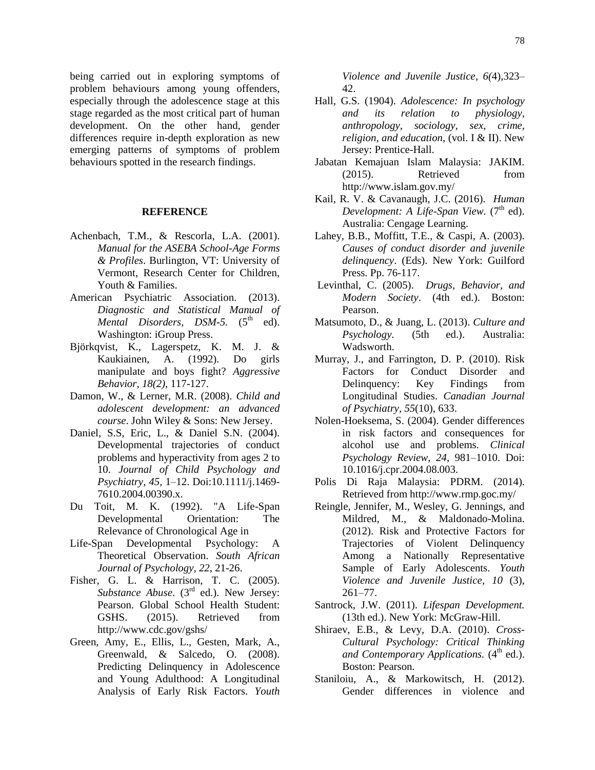being carried out in exploring symptoms of problem behaviours among young offenders, especially through the adolescence stage at this stage regarded as the most critical part of human development. On the other hand, gender differences require in-depth exploration as new emerging patterns of symptoms of problem behaviours spotted in the research findings.

## REFERENCE

Achenbach, T.M., & Rescorla, L.A. (2001). *Manual for the ASEBA School-Age Forms & Profiles*. Burlington, VT: University of Vermont, Research Center for Children, Youth & Families.

American Psychiatric Association. (2013). *Diagnostic and Statistical Manual of Mental Disorders, DSM-5.* (5th ed). Washington: iGroup Press.

Björkqvist, K., Lagerspetz, K. M. J. & Kaukiainen, A. (1992). Do girls manipulate and boys fight? *Aggressive Behavior, 18(2)*, 117-127.

Damon, W., & Lerner, M.R. (2008). *Child and adolescent development: an advanced course*. John Wiley & Sons: New Jersey.

Daniel, S.S, Eric, L., & Daniel S.N. (2004). Developmental trajectories of conduct problems and hyperactivity from ages 2 to 10. *Journal of Child Psychology and Psychiatry, 45*, 1–12. Doi:10.1111/j.1469-7610.2004.00390.x.

Du Toit, M. K. (1992). "A Life-Span Developmental Orientation: The Relevance of Chronological Age in Life-Span Developmental Psychology: A Theoretical Observation. *South African Journal of Psychology, 22*, 21-26.

Fisher, G. L. & Harrison, T. C. (2005). *Substance Abuse*. (3rd ed.). New Jersey: Pearson. Global School Health Student: GSHS. (2015). Retrieved from http://www.cdc.gov/gshs/

Green, Amy, E., Ellis, L., Gesten, Mark, A., Greenwald, & Salcedo, O. (2008). Predicting Delinquency in Adolescence and Young Adulthood: A Longitudinal Analysis of Early Risk Factors. *Youth Violence and Juvenile Justice, 6(4*),323–42.

Hall, G.S. (1904). *Adolescence: In psychology and its relation to physiology, anthropology, sociology, sex, crime, religion, and education*, (vol. I & II). New Jersey: Prentice-Hall.

Jabatan Kemajuan Islam Malaysia: JAKIM. (2015). Retrieved from http://www.islam.gov.my/

Kail, R. V. & Cavanaugh, J.C. (2016). *Human Development: A Life-Span View*. (7th ed). Australia: Cengage Learning.

Lahey, B.B., Moffitt, T.E., & Caspi, A. (2003). *Causes of conduct disorder and juvenile delinquency*. (Eds). New York: Guilford Press. Pp. 76-117.

Levinthal, C. (2005). *Drugs, Behavior, and Modern Society*. (4th ed.). Boston: Pearson.

Matsumoto, D., & Juang, L. (2013). *Culture and Psychology.* (5th ed.). Australia: Wadsworth.

Murray, J., and Farrington, D. P. (2010). Risk Factors for Conduct Disorder and Delinquency: Key Findings from Longitudinal Studies. *Canadian Journal of Psychiatry, 55*(10), 633.

Nolen-Hoeksema, S. (2004). Gender differences in risk factors and consequences for alcohol use and problems. *Clinical Psychology Review, 24*, 981–1010. Doi: 10.1016/j.cpr.2004.08.003.

Polis Di Raja Malaysia: PDRM. (2014). Retrieved from http://www.rmp.goc.my/

Reingle, Jennifer, M., Wesley, G. Jennings, and Mildred, M., & Maldonado-Molina. (2012). Risk and Protective Factors for Trajectories of Violent Delinquency Among a Nationally Representative Sample of Early Adolescents. *Youth Violence and Juvenile Justice, 10* (3), 261–77.

Santrock, J.W. (2011). *Lifespan Development.* (13th ed.). New York: McGraw-Hill.

Shiraev, E.B., & Levy, D.A. (2010). *Cross-Cultural Psychology: Critical Thinking and Contemporary Applications.* (4th ed.). Boston: Pearson.

Staniloiu, A., & Markowitsch, H. (2012). Gender differences in violence and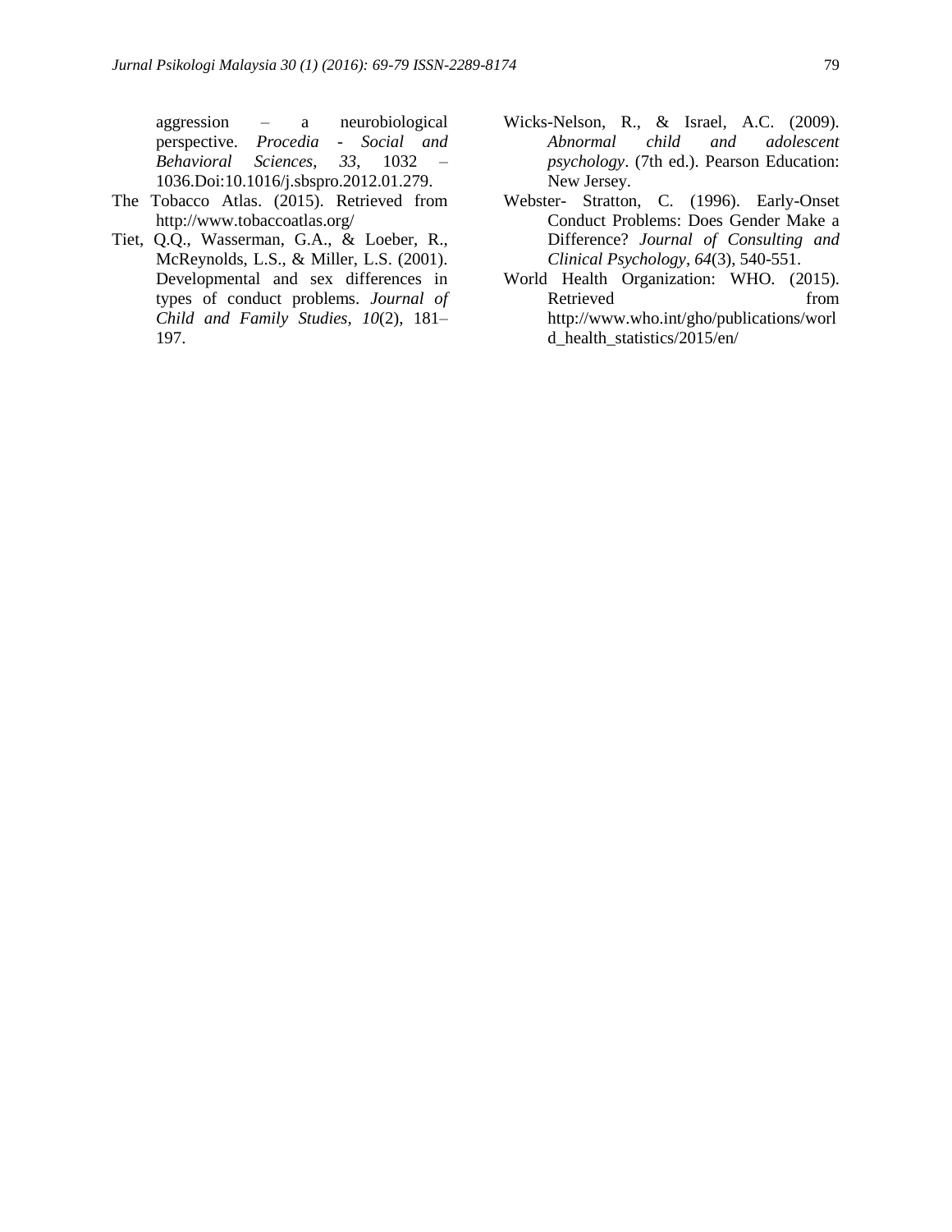aggression – a neurobiological perspective. *Procedia - Social and Behavioral Sciences*, *33*, 1032 – 1036.Doi:10.1016/j.sbspro.2012.01.279.

The Tobacco Atlas. (2015). Retrieved from http://www.tobaccoatlas.org/

Tiet, Q.Q., Wasserman, G.A., & Loeber, R., McReynolds, L.S., & Miller, L.S. (2001). Developmental and sex differences in types of conduct problems. *Journal of Child and Family Studies*, *10*(2), 181–197.

Wicks-Nelson, R., & Israel, A.C. (2009). *Abnormal child and adolescent psychology*. (7th ed.). Pearson Education: New Jersey.

Webster- Stratton, C. (1996). Early-Onset Conduct Problems: Does Gender Make a Difference? *Journal of Consulting and Clinical Psychology*, *64*(3), 540-551.

World Health Organization: WHO. (2015). Retrieved from http://www.who.int/gho/publications/world_health_statistics/2015/en/